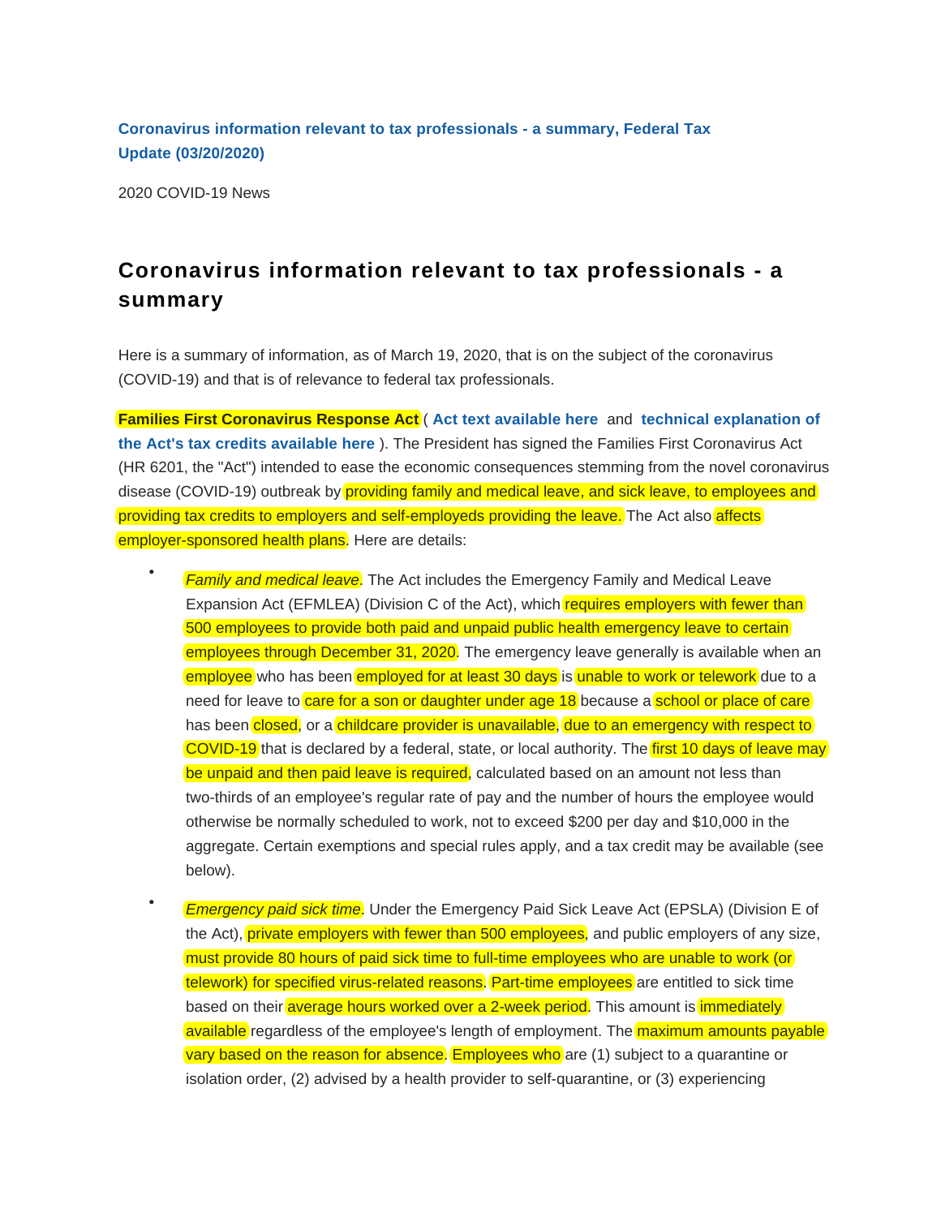**Coronavirus information relevant to tax professionals - a summary, Federal Tax Update (03/20/2020)**

2020 COVID-19 News

## Coronavirus information relevant to tax professionals - a summary

Here is a summary of information, as of March 19, 2020, that is on the subject of the coronavirus (COVID-19) and that is of relevance to federal tax professionals.

**Families First Coronavirus Response Act** ( **Act text available here** and **technical explanation of the Act's tax credits available here** ). The President has signed the Families First Coronavirus Act (HR 6201, the "Act") intended to ease the economic consequences stemming from the novel coronavirus disease (COVID-19) outbreak by providing family and medical leave, and sick leave, to employees and providing tax credits to employers and self-employeds providing the leave. The Act also affects employer-sponsored health plans. Here are details:

- *Family and medical leave*. The Act includes the Emergency Family and Medical Leave Expansion Act (EFMLEA) (Division C of the Act), which requires employers with fewer than 500 employees to provide both paid and unpaid public health emergency leave to certain employees through December 31, 2020. The emergency leave generally is available when an employee who has been employed for at least 30 days is unable to work or telework due to a need for leave to care for a son or daughter under age 18 because a school or place of care has been closed, or a childcare provider is unavailable, due to an emergency with respect to COVID-19 that is declared by a federal, state, or local authority. The first 10 days of leave may be unpaid and then paid leave is required, calculated based on an amount not less than two-thirds of an employee's regular rate of pay and the number of hours the employee would otherwise be normally scheduled to work, not to exceed $200 per day and $10,000 in the aggregate. Certain exemptions and special rules apply, and a tax credit may be available (see below).

- *Emergency paid sick time*. Under the Emergency Paid Sick Leave Act (EPSLA) (Division E of the Act), private employers with fewer than 500 employees, and public employers of any size, must provide 80 hours of paid sick time to full-time employees who are unable to work (or telework) for specified virus-related reasons. Part-time employees are entitled to sick time based on their average hours worked over a 2-week period. This amount is immediately available regardless of the employee's length of employment. The maximum amounts payable vary based on the reason for absence. Employees who are (1) subject to a quarantine or isolation order, (2) advised by a health provider to self-quarantine, or (3) experiencing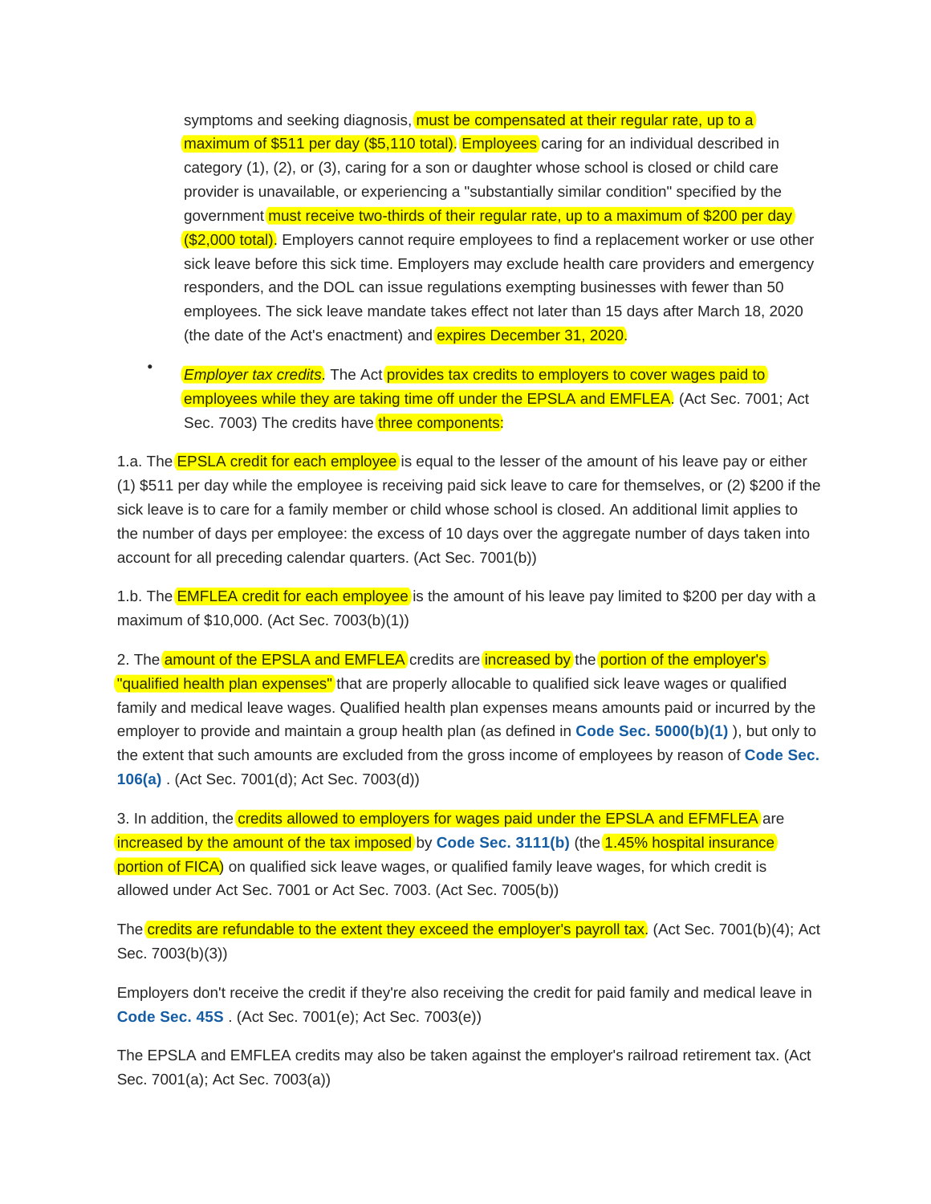symptoms and seeking diagnosis, must be compensated at their regular rate, up to a maximum of $511 per day ($5,110 total). Employees caring for an individual described in category (1), (2), or (3), caring for a son or daughter whose school is closed or child care provider is unavailable, or experiencing a "substantially similar condition" specified by the government must receive two-thirds of their regular rate, up to a maximum of $200 per day ($2,000 total). Employers cannot require employees to find a replacement worker or use other sick leave before this sick time. Employers may exclude health care providers and emergency responders, and the DOL can issue regulations exempting businesses with fewer than 50 employees. The sick leave mandate takes effect not later than 15 days after March 18, 2020 (the date of the Act's enactment) and expires December 31, 2020.

- *Employer tax credits*. The Act provides tax credits to employers to cover wages paid to employees while they are taking time off under the EPSLA and EMFLEA. (Act Sec. 7001; Act Sec. 7003) The credits have three components:

1.a. The EPSLA credit for each employee is equal to the lesser of the amount of his leave pay or either (1) $511 per day while the employee is receiving paid sick leave to care for themselves, or (2) $200 if the sick leave is to care for a family member or child whose school is closed. An additional limit applies to the number of days per employee: the excess of 10 days over the aggregate number of days taken into account for all preceding calendar quarters. (Act Sec. 7001(b))

1.b. The EMFLEA credit for each employee is the amount of his leave pay limited to $200 per day with a maximum of $10,000. (Act Sec. 7003(b)(1))

2. The amount of the EPSLA and EMFLEA credits are increased by the portion of the employer's "qualified health plan expenses" that are properly allocable to qualified sick leave wages or qualified family and medical leave wages. Qualified health plan expenses means amounts paid or incurred by the employer to provide and maintain a group health plan (as defined in **Code Sec. 5000(b)(1)** ), but only to the extent that such amounts are excluded from the gross income of employees by reason of **Code Sec. 106(a)** . (Act Sec. 7001(d); Act Sec. 7003(d))

3. In addition, the credits allowed to employers for wages paid under the EPSLA and EFMFLEA are increased by the amount of the tax imposed by **Code Sec. 3111(b)** (the 1.45% hospital insurance portion of FICA) on qualified sick leave wages, or qualified family leave wages, for which credit is allowed under Act Sec. 7001 or Act Sec. 7003. (Act Sec. 7005(b))

The credits are refundable to the extent they exceed the employer's payroll tax. (Act Sec. 7001(b)(4); Act Sec. 7003(b)(3))

Employers don't receive the credit if they're also receiving the credit for paid family and medical leave in **Code Sec. 45S** . (Act Sec. 7001(e); Act Sec. 7003(e))

The EPSLA and EMFLEA credits may also be taken against the employer's railroad retirement tax. (Act Sec. 7001(a); Act Sec. 7003(a))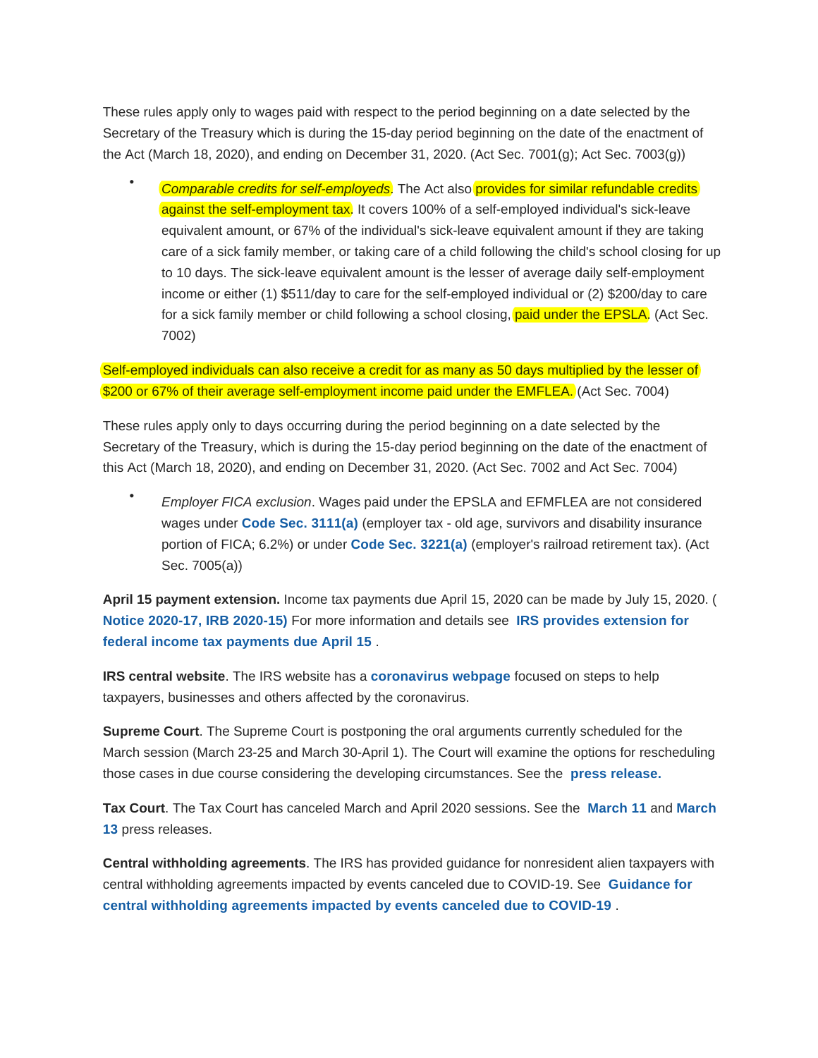These rules apply only to wages paid with respect to the period beginning on a date selected by the Secretary of the Treasury which is during the 15-day period beginning on the date of the enactment of the Act (March 18, 2020), and ending on December 31, 2020. (Act Sec. 7001(g); Act Sec. 7003(g))

- *Comparable credits for self-employeds*. The Act also provides for similar refundable credits against the self-employment tax. It covers 100% of a self-employed individual's sick-leave equivalent amount, or 67% of the individual's sick-leave equivalent amount if they are taking care of a sick family member, or taking care of a child following the child's school closing for up to 10 days. The sick-leave equivalent amount is the lesser of average daily self-employment income or either (1) $511/day to care for the self-employed individual or (2) $200/day to care for a sick family member or child following a school closing, paid under the EPSLA. (Act Sec. 7002)

Self-employed individuals can also receive a credit for as many as 50 days multiplied by the lesser of $200 or 67% of their average self-employment income paid under the EMFLEA. (Act Sec. 7004)

These rules apply only to days occurring during the period beginning on a date selected by the Secretary of the Treasury, which is during the 15-day period beginning on the date of the enactment of this Act (March 18, 2020), and ending on December 31, 2020. (Act Sec. 7002 and Act Sec. 7004)

- *Employer FICA exclusion*. Wages paid under the EPSLA and EFMFLEA are not considered wages under **Code Sec. 3111(a)** (employer tax - old age, survivors and disability insurance portion of FICA; 6.2%) or under **Code Sec. 3221(a)** (employer's railroad retirement tax). (Act Sec. 7005(a))

**April 15 payment extension.** Income tax payments due April 15, 2020 can be made by July 15, 2020. ( **Notice 2020-17, IRB 2020-15)** For more information and details see **IRS provides extension for federal income tax payments due April 15** .

**IRS central website**. The IRS website has a **coronavirus webpage** focused on steps to help taxpayers, businesses and others affected by the coronavirus.

**Supreme Court**. The Supreme Court is postponing the oral arguments currently scheduled for the March session (March 23-25 and March 30-April 1). The Court will examine the options for rescheduling those cases in due course considering the developing circumstances. See the **press release.**

**Tax Court**. The Tax Court has canceled March and April 2020 sessions. See the **March 11** and **March 13** press releases.

**Central withholding agreements**. The IRS has provided guidance for nonresident alien taxpayers with central withholding agreements impacted by events canceled due to COVID-19. See **Guidance for central withholding agreements impacted by events canceled due to COVID-19** .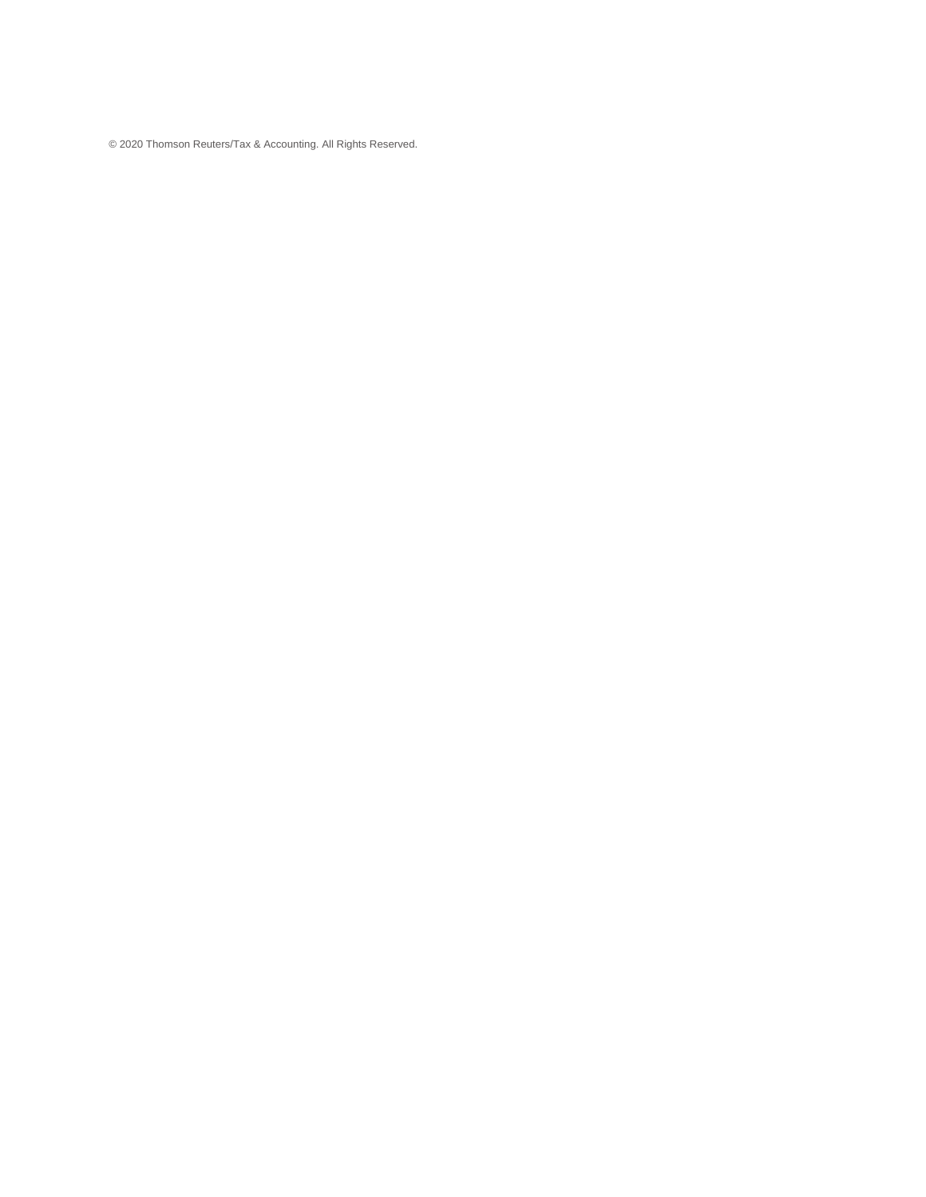© 2020 Thomson Reuters/Tax & Accounting. All Rights Reserved.